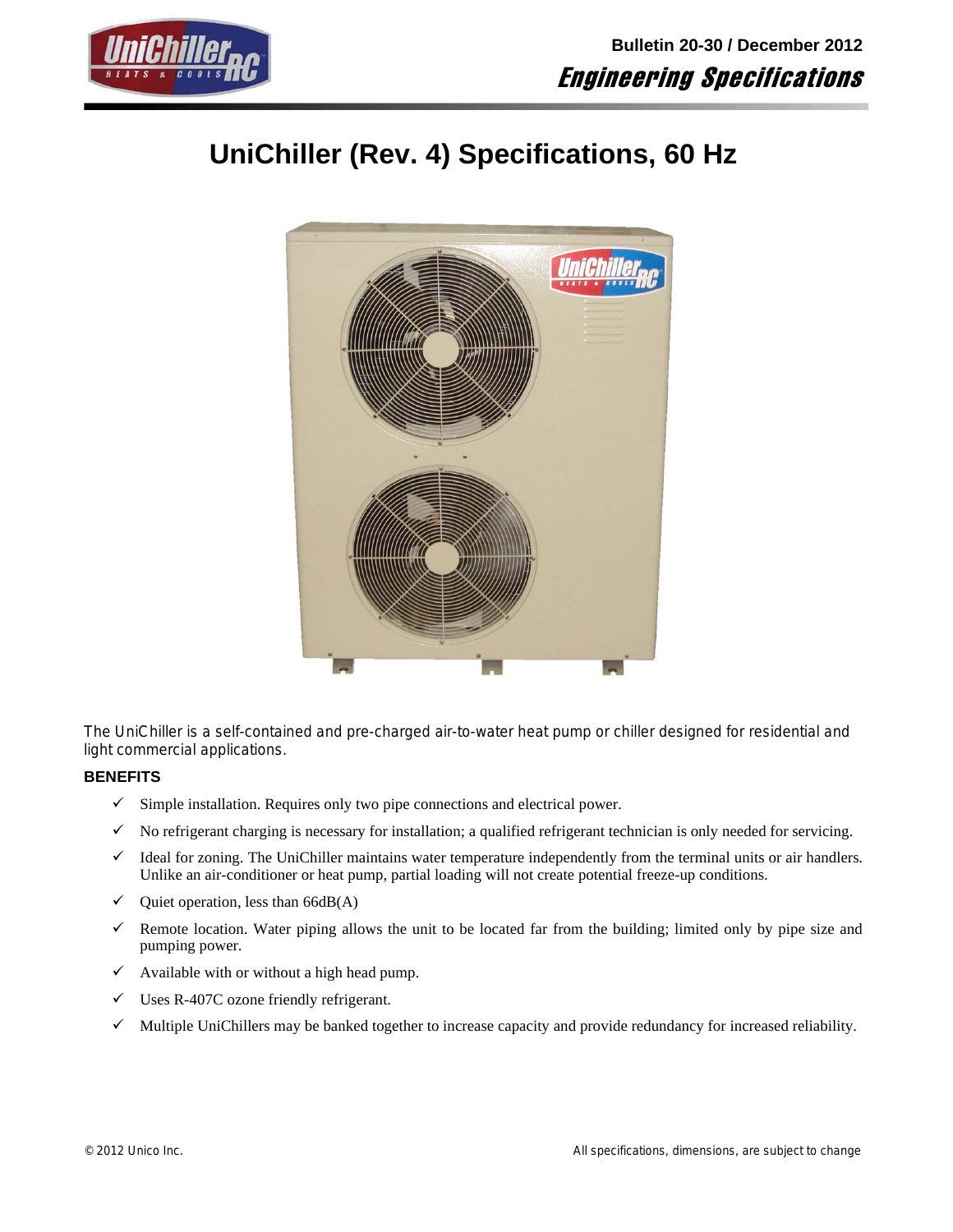Bulletin 20-30 / December 2012

*Engineering Specifications*

# UniChiller (Rev. 4) Specifications, 60 Hz

The UniChiller is a self-contained and pre-charged air-to-water heat pump or chiller designed for residential and light commercial applications.

### BENEFITS

- ✓ Simple installation. Requires only two pipe connections and electrical power.
- ✓ No refrigerant charging is necessary for installation; a qualified refrigerant technician is only needed for servicing.
- ✓ Ideal for zoning. The UniChiller maintains water temperature independently from the terminal units or air handlers. Unlike an air-conditioner or heat pump, partial loading will not create potential freeze-up conditions.
- ✓ Quiet operation, less than 66dB(A)
- ✓ Remote location. Water piping allows the unit to be located far from the building; limited only by pipe size and pumping power.
- ✓ Available with or without a high head pump.
- ✓ Uses R-407C ozone friendly refrigerant.
- ✓ Multiple UniChillers may be banked together to increase capacity and provide redundancy for increased reliability.

© 2012 Unico Inc. All specifications, dimensions, are subject to change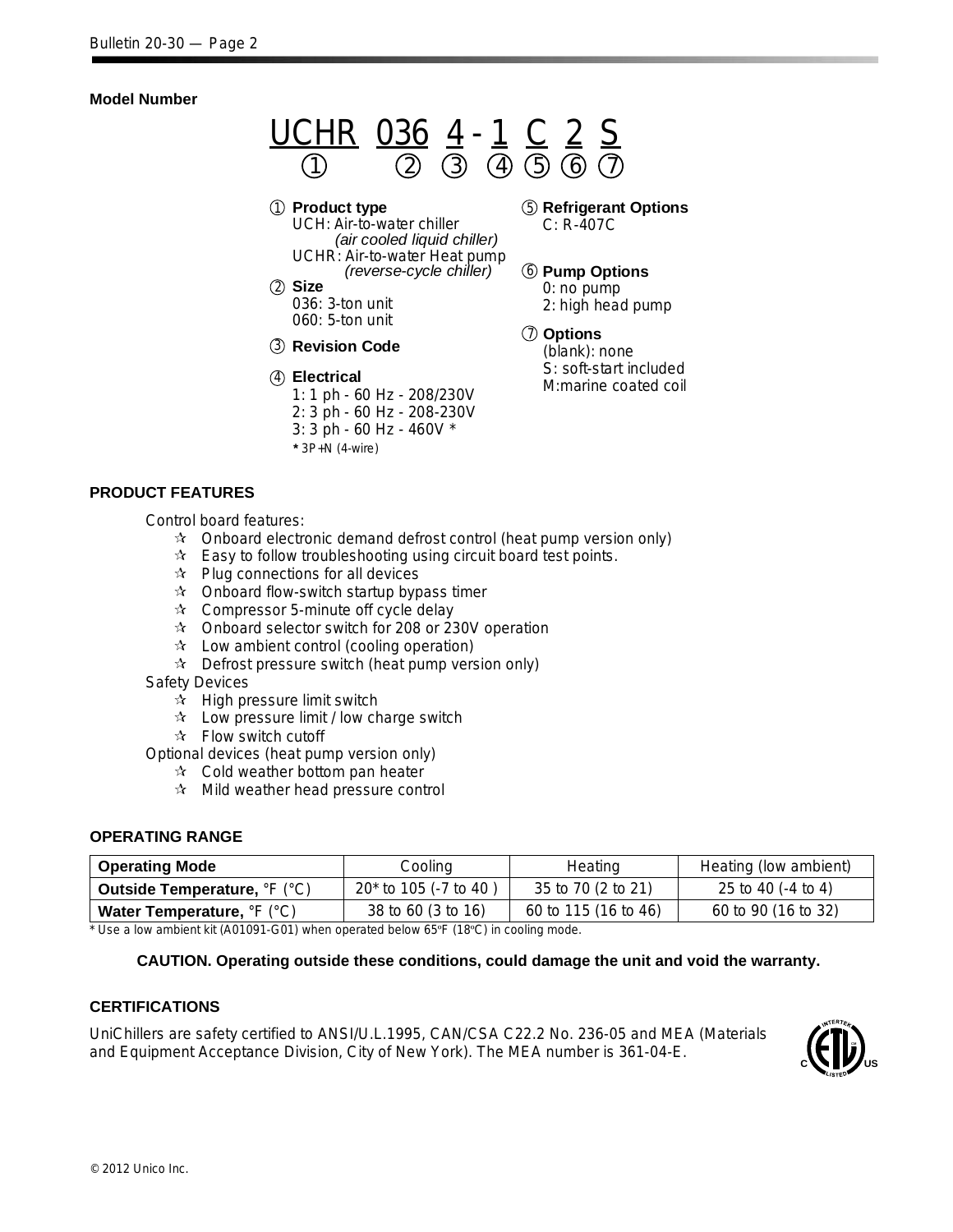**Model Number**

UCHR 036 4 - 1 C 2 S
① ② ③ ④ ⑤ ⑥ ⑦

① **Product type**
UCH: Air-to-water chiller
*(air cooled liquid chiller)*
UCHR: Air-to-water Heat pump
*(reverse-cycle chiller)*

② **Size**
036: 3-ton unit
060: 5-ton unit

③ **Revision Code**

④ **Electrical**
1: 1 ph - 60 Hz - 208/230V
2: 3 ph - 60 Hz - 208-230V
3: 3 ph - 60 Hz - 460V *
**\*** 3P+N (4-wire)

⑤ **Refrigerant Options**
C: R-407C

⑥ **Pump Options**
0: no pump
2: high head pump

⑦ **Options**
(blank): none
S: soft-start included
M:marine coated coil

### PRODUCT FEATURES

Control board features:

- ☆ Onboard electronic demand defrost control (heat pump version only)
- ☆ Easy to follow troubleshooting using circuit board test points.
- ☆ Plug connections for all devices
- ☆ Onboard flow-switch startup bypass timer
- ☆ Compressor 5-minute off cycle delay
- ☆ Onboard selector switch for 208 or 230V operation
- ☆ Low ambient control (cooling operation)
- ☆ Defrost pressure switch (heat pump version only)

Safety Devices

- ☆ High pressure limit switch
- ☆ Low pressure limit / low charge switch
- ☆ Flow switch cutoff

Optional devices (heat pump version only)

- ☆ Cold weather bottom pan heater
- ☆ Mild weather head pressure control

### OPERATING RANGE

| **Operating Mode** | Cooling | Heating | Heating (low ambient) |
|---|---|---|---|
| **Outside Temperature,** °F (°C) | 20* to 105 (-7 to 40 ) | 35 to 70 (2 to 21) | 25 to 40 (-4 to 4) |
| **Water Temperature,** °F (°C) | 38 to 60 (3 to 16) | 60 to 115 (16 to 46) | 60 to 90 (16 to 32) |

\* Use a low ambient kit (A01091-G01) when operated below 65°F (18°C) in cooling mode.

**CAUTION. Operating outside these conditions, could damage the unit and void the warranty.**

### CERTIFICATIONS

UniChillers are safety certified to ANSI/U.L.1995, CAN/CSA C22.2 No. 236-05 and MEA (Materials and Equipment Acceptance Division, City of New York). The MEA number is 361-04-E.

© 2012 Unico Inc.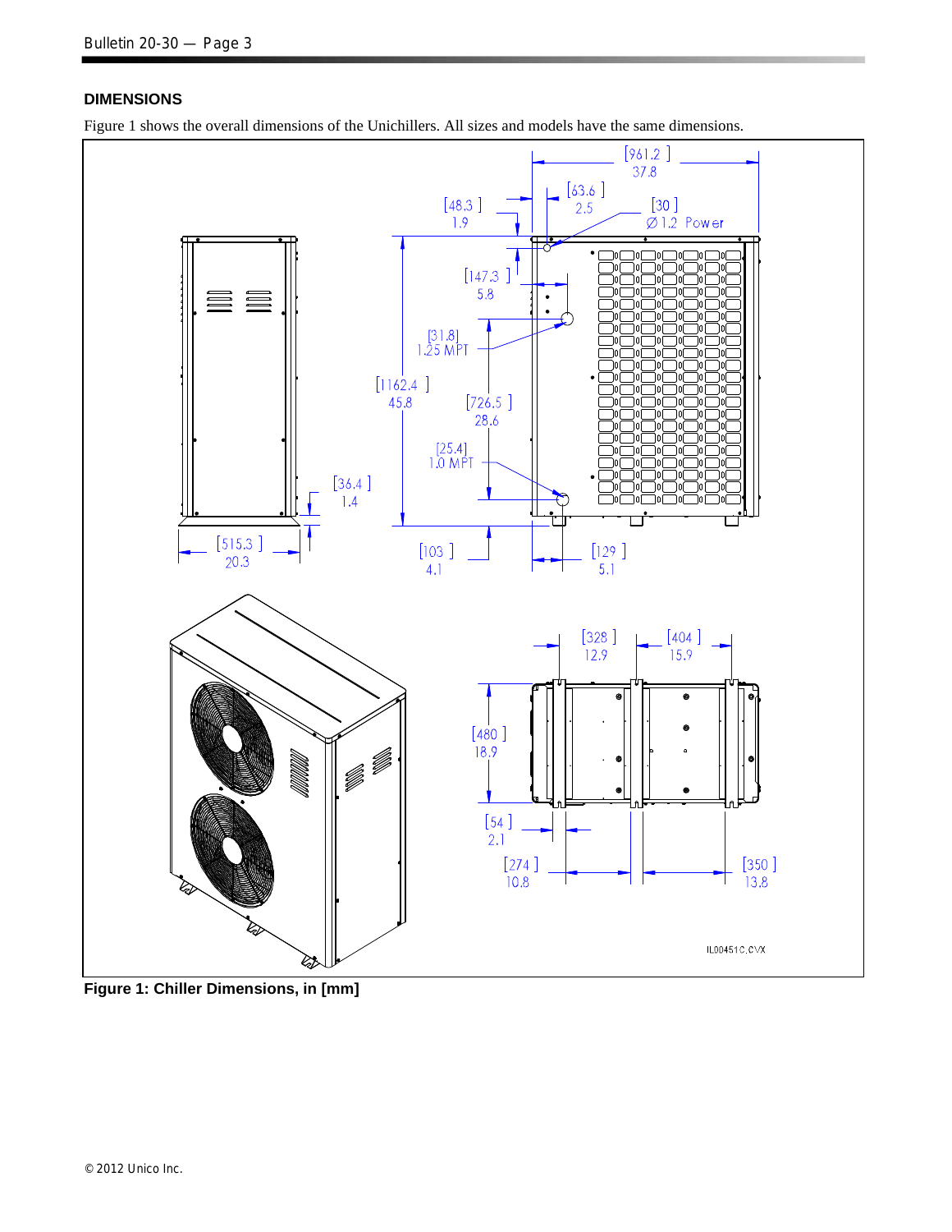## DIMENSIONS

Figure 1 shows the overall dimensions of the Unichillers. All sizes and models have the same dimensions.

**Figure 1: Chiller Dimensions, in [mm]**

© 2012 Unico Inc.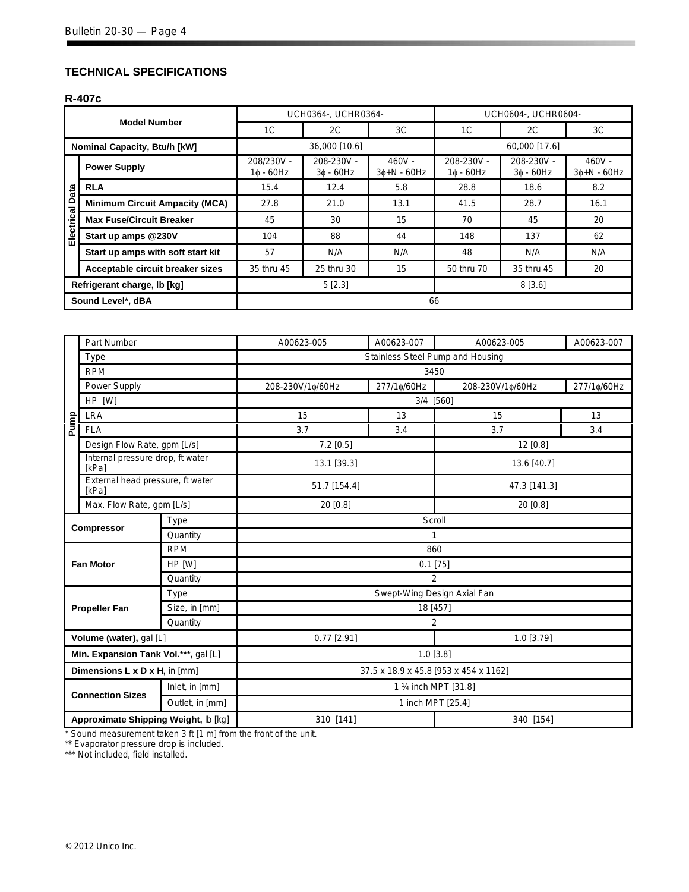## TECHNICAL SPECIFICATIONS

### R-407c

| Model Number | | UCH0364-, UCHR0364- | | | UCH0604-, UCHR0604- | | |
|---|---|---|---|---|---|---|---|
| | | 1C | 2C | 3C | 1C | 2C | 3C |
| **Nominal Capacity, Btu/h [kW]** | | 36,000 [10.6] | | | 60,000 [17.6] | | |
| Electrical Data | **Power Supply** | 208/230V - 1ϕ - 60Hz | 208-230V - 3ϕ - 60Hz | 460V - 3ϕ+N - 60Hz | 208-230V - 1ϕ - 60Hz | 208-230V - 3ϕ - 60Hz | 460V - 3ϕ+N - 60Hz |
| | **RLA** | 15.4 | 12.4 | 5.8 | 28.8 | 18.6 | 8.2 |
| | **Minimum Circuit Ampacity (MCA)** | 27.8 | 21.0 | 13.1 | 41.5 | 28.7 | 16.1 |
| | **Max Fuse/Circuit Breaker** | 45 | 30 | 15 | 70 | 45 | 20 |
| | **Start up amps @230V** | 104 | 88 | 44 | 148 | 137 | 62 |
| | **Start up amps with soft start kit** | 57 | N/A | N/A | 48 | N/A | N/A |
| | **Acceptable circuit breaker sizes** | 35 thru 45 | 25 thru 30 | 15 | 50 thru 70 | 35 thru 45 | 20 |
| **Refrigerant charge, lb [kg]** | | 5 [2.3] | | | 8 [3.6] | | |
| **Sound Level*, dBA** | | 66 | | | | | |

| | | | | | |
|---|---|---|---|---|---|
| Pump | Part Number | A00623-005 | A00623-007 | A00623-005 | A00623-007 |
| | Type | Stainless Steel Pump and Housing | | | |
| | RPM | 3450 | | | |
| | Power Supply | 208-230V/1ϕ/60Hz | 277/1ϕ/60Hz | 208-230V/1ϕ/60Hz | 277/1ϕ/60Hz |
| | HP [W] | 3/4 [560] | | | |
| | LRA | 15 | 13 | 15 | 13 |
| | FLA | 3.7 | 3.4 | 3.7 | 3.4 |
| | Design Flow Rate, gpm [L/s] | 7.2 [0.5] | | 12 [0.8] | |
| | Internal pressure drop, ft water [kPa] | 13.1 [39.3] | | 13.6 [40.7] | |
| | External head pressure, ft water [kPa] | 51.7 [154.4] | | 47.3 [141.3] | |
| | Max. Flow Rate, gpm [L/s] | 20 [0.8] | | 20 [0.8] | |
| **Compressor** | Type | Scroll | | | |
| | Quantity | 1 | | | |
| **Fan Motor** | RPM | 860 | | | |
| | HP [W] | 0.1 [75] | | | |
| | Quantity | 2 | | | |
| **Propeller Fan** | Type | Swept-Wing Design Axial Fan | | | |
| | Size, in [mm] | 18 [457] | | | |
| | Quantity | 2 | | | |
| **Volume (water),** gal [L] | | 0.77 [2.91] | | 1.0 [3.79] | |
| **Min. Expansion Tank Vol.\*\*\*,** gal [L] | | 1.0 [3.8] | | | |
| **Dimensions L x D x H,** in [mm] | | 37.5 x 18.9 x 45.8 [953 x 454 x 1162] | | | |
| **Connection Sizes** | Inlet, in [mm] | 1 ¼ inch MPT [31.8] | | | |
| | Outlet, in [mm] | 1 inch MPT [25.4] | | | |
| **Approximate Shipping Weight,** lb [kg] | | 310 [141] | | 340 [154] | |

\* Sound measurement taken 3 ft [1 m] from the front of the unit.
** Evaporator pressure drop is included.
*** Not included, field installed.

© 2012 Unico Inc.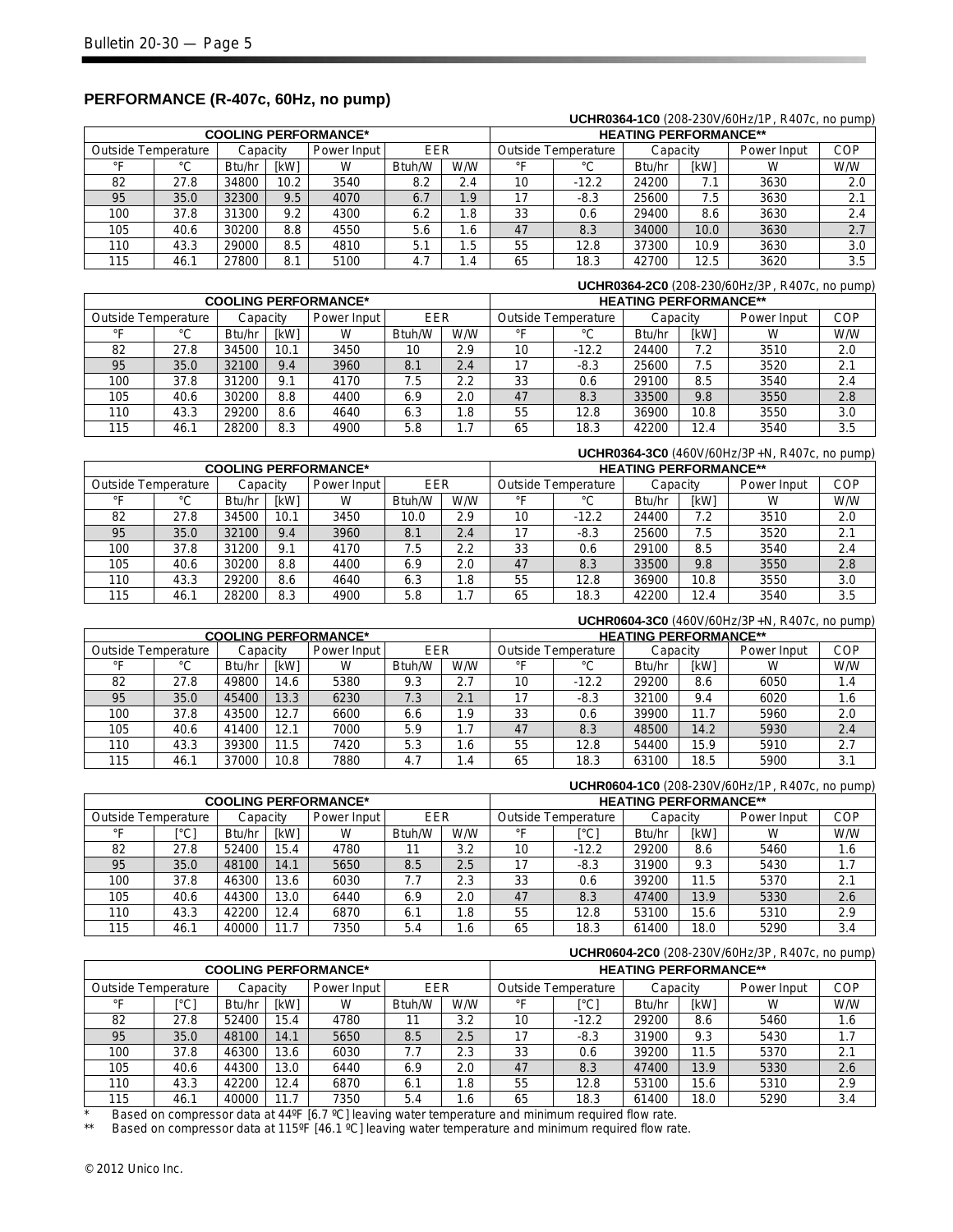## PERFORMANCE (R-407c, 60Hz, no pump)

**UCHR0364-1C0** (208-230V/60Hz/1P, R407c, no pump)

| COOLING PERFORMANCE* | | | | | | | HEATING PERFORMANCE** | | | | | |
|---|---|---|---|---|---|---|---|---|---|---|---|---|
| Outside Temperature | | Capacity | | Power Input | EER | | Outside Temperature | | Capacity | | Power Input | COP |
| °F | °C | Btu/hr | [kW] | W | Btuh/W | W/W | °F | °C | Btu/hr | [kW] | W | W/W |
| 82 | 27.8 | 34800 | 10.2 | 3540 | 8.2 | 2.4 | 10 | -12.2 | 24200 | 7.1 | 3630 | 2.0 |
| 95 | 35.0 | 32300 | 9.5 | 4070 | 6.7 | 1.9 | 17 | -8.3 | 25600 | 7.5 | 3630 | 2.1 |
| 100 | 37.8 | 31300 | 9.2 | 4300 | 6.2 | 1.8 | 33 | 0.6 | 29400 | 8.6 | 3630 | 2.4 |
| 105 | 40.6 | 30200 | 8.8 | 4550 | 5.6 | 1.6 | 47 | 8.3 | 34000 | 10.0 | 3630 | 2.7 |
| 110 | 43.3 | 29000 | 8.5 | 4810 | 5.1 | 1.5 | 55 | 12.8 | 37300 | 10.9 | 3630 | 3.0 |
| 115 | 46.1 | 27800 | 8.1 | 5100 | 4.7 | 1.4 | 65 | 18.3 | 42700 | 12.5 | 3620 | 3.5 |

**UCHR0364-2C0** (208-230/60Hz/3P, R407c, no pump)

| COOLING PERFORMANCE* | | | | | | | HEATING PERFORMANCE** | | | | | |
|---|---|---|---|---|---|---|---|---|---|---|---|---|
| Outside Temperature | | Capacity | | Power Input | EER | | Outside Temperature | | Capacity | | Power Input | COP |
| °F | °C | Btu/hr | [kW] | W | Btuh/W | W/W | °F | °C | Btu/hr | [kW] | W | W/W |
| 82 | 27.8 | 34500 | 10.1 | 3450 | 10 | 2.9 | 10 | -12.2 | 24400 | 7.2 | 3510 | 2.0 |
| 95 | 35.0 | 32100 | 9.4 | 3960 | 8.1 | 2.4 | 17 | -8.3 | 25600 | 7.5 | 3520 | 2.1 |
| 100 | 37.8 | 31200 | 9.1 | 4170 | 7.5 | 2.2 | 33 | 0.6 | 29100 | 8.5 | 3540 | 2.4 |
| 105 | 40.6 | 30200 | 8.8 | 4400 | 6.9 | 2.0 | 47 | 8.3 | 33500 | 9.8 | 3550 | 2.8 |
| 110 | 43.3 | 29200 | 8.6 | 4640 | 6.3 | 1.8 | 55 | 12.8 | 36900 | 10.8 | 3550 | 3.0 |
| 115 | 46.1 | 28200 | 8.3 | 4900 | 5.8 | 1.7 | 65 | 18.3 | 42200 | 12.4 | 3540 | 3.5 |

**UCHR0364-3C0** (460V/60Hz/3P+N, R407c, no pump)

| COOLING PERFORMANCE* | | | | | | | HEATING PERFORMANCE** | | | | | |
|---|---|---|---|---|---|---|---|---|---|---|---|---|
| Outside Temperature | | Capacity | | Power Input | EER | | Outside Temperature | | Capacity | | Power Input | COP |
| °F | °C | Btu/hr | [kW] | W | Btuh/W | W/W | °F | °C | Btu/hr | [kW] | W | W/W |
| 82 | 27.8 | 34500 | 10.1 | 3450 | 10.0 | 2.9 | 10 | -12.2 | 24400 | 7.2 | 3510 | 2.0 |
| 95 | 35.0 | 32100 | 9.4 | 3960 | 8.1 | 2.4 | 17 | -8.3 | 25600 | 7.5 | 3520 | 2.1 |
| 100 | 37.8 | 31200 | 9.1 | 4170 | 7.5 | 2.2 | 33 | 0.6 | 29100 | 8.5 | 3540 | 2.4 |
| 105 | 40.6 | 30200 | 8.8 | 4400 | 6.9 | 2.0 | 47 | 8.3 | 33500 | 9.8 | 3550 | 2.8 |
| 110 | 43.3 | 29200 | 8.6 | 4640 | 6.3 | 1.8 | 55 | 12.8 | 36900 | 10.8 | 3550 | 3.0 |
| 115 | 46.1 | 28200 | 8.3 | 4900 | 5.8 | 1.7 | 65 | 18.3 | 42200 | 12.4 | 3540 | 3.5 |

**UCHR0604-3C0** (460V/60Hz/3P+N, R407c, no pump)

| COOLING PERFORMANCE* | | | | | | | HEATING PERFORMANCE** | | | | | |
|---|---|---|---|---|---|---|---|---|---|---|---|---|
| Outside Temperature | | Capacity | | Power Input | EER | | Outside Temperature | | Capacity | | Power Input | COP |
| °F | °C | Btu/hr | [kW] | W | Btuh/W | W/W | °F | °C | Btu/hr | [kW] | W | W/W |
| 82 | 27.8 | 49800 | 14.6 | 5380 | 9.3 | 2.7 | 10 | -12.2 | 29200 | 8.6 | 6050 | 1.4 |
| 95 | 35.0 | 45400 | 13.3 | 6230 | 7.3 | 2.1 | 17 | -8.3 | 32100 | 9.4 | 6020 | 1.6 |
| 100 | 37.8 | 43500 | 12.7 | 6600 | 6.6 | 1.9 | 33 | 0.6 | 39900 | 11.7 | 5960 | 2.0 |
| 105 | 40.6 | 41400 | 12.1 | 7000 | 5.9 | 1.7 | 47 | 8.3 | 48500 | 14.2 | 5930 | 2.4 |
| 110 | 43.3 | 39300 | 11.5 | 7420 | 5.3 | 1.6 | 55 | 12.8 | 54400 | 15.9 | 5910 | 2.7 |
| 115 | 46.1 | 37000 | 10.8 | 7880 | 4.7 | 1.4 | 65 | 18.3 | 63100 | 18.5 | 5900 | 3.1 |

**UCHR0604-1C0** (208-230V/60Hz/1P, R407c, no pump)

| COOLING PERFORMANCE* | | | | | | | HEATING PERFORMANCE** | | | | | |
|---|---|---|---|---|---|---|---|---|---|---|---|---|
| Outside Temperature | | Capacity | | Power Input | EER | | Outside Temperature | | Capacity | | Power Input | COP |
| °F | [°C] | Btu/hr | [kW] | W | Btuh/W | W/W | °F | [°C] | Btu/hr | [kW] | W | W/W |
| 82 | 27.8 | 52400 | 15.4 | 4780 | 11 | 3.2 | 10 | -12.2 | 29200 | 8.6 | 5460 | 1.6 |
| 95 | 35.0 | 48100 | 14.1 | 5650 | 8.5 | 2.5 | 17 | -8.3 | 31900 | 9.3 | 5430 | 1.7 |
| 100 | 37.8 | 46300 | 13.6 | 6030 | 7.7 | 2.3 | 33 | 0.6 | 39200 | 11.5 | 5370 | 2.1 |
| 105 | 40.6 | 44300 | 13.0 | 6440 | 6.9 | 2.0 | 47 | 8.3 | 47400 | 13.9 | 5330 | 2.6 |
| 110 | 43.3 | 42200 | 12.4 | 6870 | 6.1 | 1.8 | 55 | 12.8 | 53100 | 15.6 | 5310 | 2.9 |
| 115 | 46.1 | 40000 | 11.7 | 7350 | 5.4 | 1.6 | 65 | 18.3 | 61400 | 18.0 | 5290 | 3.4 |

**UCHR0604-2C0** (208-230V/60Hz/3P, R407c, no pump)

| COOLING PERFORMANCE* | | | | | | | HEATING PERFORMANCE** | | | | | |
|---|---|---|---|---|---|---|---|---|---|---|---|---|
| Outside Temperature | | Capacity | | Power Input | EER | | Outside Temperature | | Capacity | | Power Input | COP |
| °F | [°C] | Btu/hr | [kW] | W | Btuh/W | W/W | °F | [°C] | Btu/hr | [kW] | W | W/W |
| 82 | 27.8 | 52400 | 15.4 | 4780 | 11 | 3.2 | 10 | -12.2 | 29200 | 8.6 | 5460 | 1.6 |
| 95 | 35.0 | 48100 | 14.1 | 5650 | 8.5 | 2.5 | 17 | -8.3 | 31900 | 9.3 | 5430 | 1.7 |
| 100 | 37.8 | 46300 | 13.6 | 6030 | 7.7 | 2.3 | 33 | 0.6 | 39200 | 11.5 | 5370 | 2.1 |
| 105 | 40.6 | 44300 | 13.0 | 6440 | 6.9 | 2.0 | 47 | 8.3 | 47400 | 13.9 | 5330 | 2.6 |
| 110 | 43.3 | 42200 | 12.4 | 6870 | 6.1 | 1.8 | 55 | 12.8 | 53100 | 15.6 | 5310 | 2.9 |
| 115 | 46.1 | 40000 | 11.7 | 7350 | 5.4 | 1.6 | 65 | 18.3 | 61400 | 18.0 | 5290 | 3.4 |

\* Based on compressor data at 44ºF [6.7 ºC] leaving water temperature and minimum required flow rate.

** Based on compressor data at 115ºF [46.1 ºC] leaving water temperature and minimum required flow rate.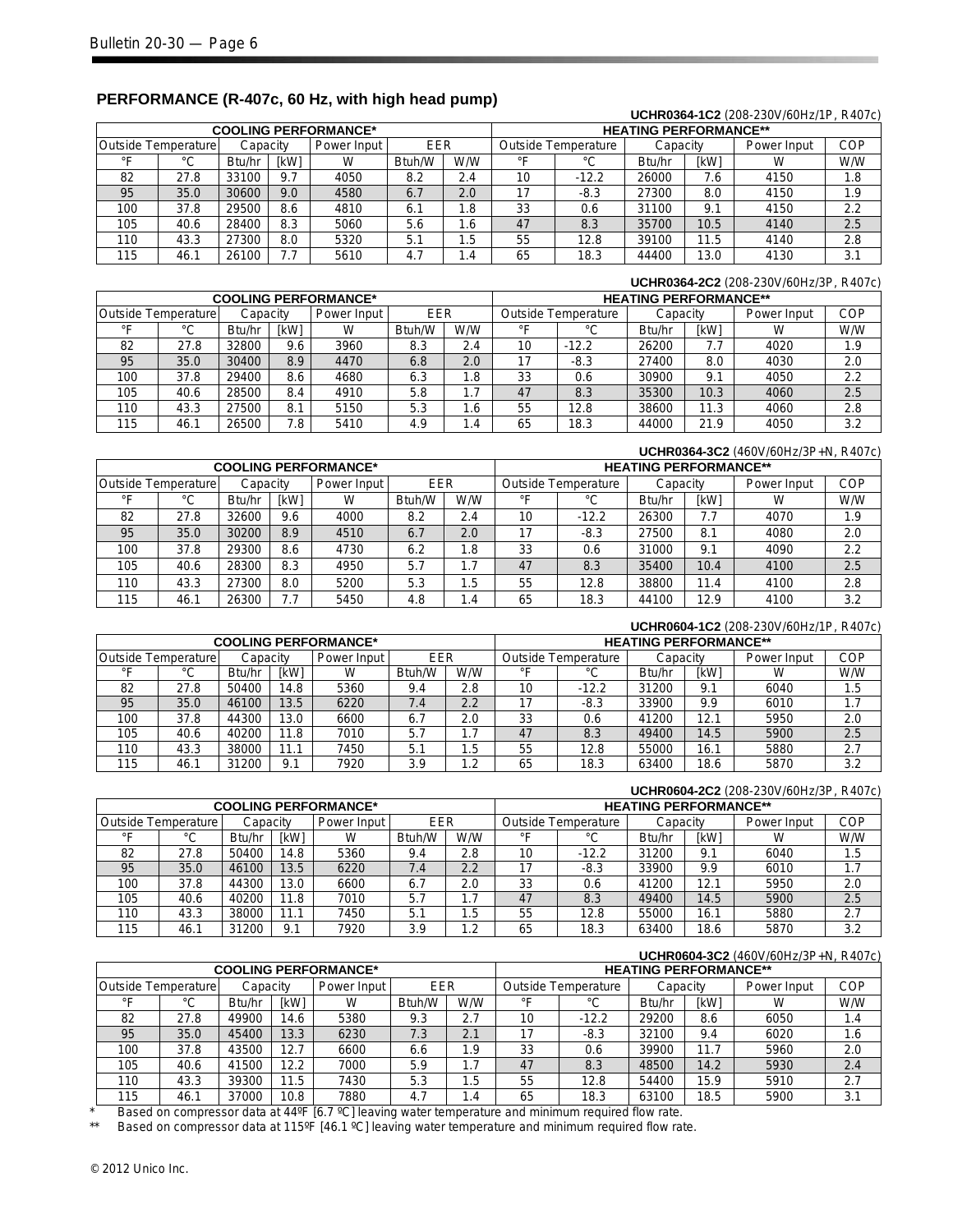## PERFORMANCE (R-407c, 60 Hz, with high head pump)

**UCHR0364-1C2** (208-230V/60Hz/1P, R407c)

| COOLING PERFORMANCE* | | | | | | | HEATING PERFORMANCE** | | | | | |
|---|---|---|---|---|---|---|---|---|---|---|---|---|
| Outside Temperature | | Capacity | | Power Input | EER | | Outside Temperature | | Capacity | | Power Input | COP |
| °F | °C | Btu/hr | [kW] | W | Btuh/W | W/W | °F | °C | Btu/hr | [kW] | W | W/W |
| 82 | 27.8 | 33100 | 9.7 | 4050 | 8.2 | 2.4 | 10 | -12.2 | 26000 | 7.6 | 4150 | 1.8 |
| 95 | 35.0 | 30600 | 9.0 | 4580 | 6.7 | 2.0 | 17 | -8.3 | 27300 | 8.0 | 4150 | 1.9 |
| 100 | 37.8 | 29500 | 8.6 | 4810 | 6.1 | 1.8 | 33 | 0.6 | 31100 | 9.1 | 4150 | 2.2 |
| 105 | 40.6 | 28400 | 8.3 | 5060 | 5.6 | 1.6 | 47 | 8.3 | 35700 | 10.5 | 4140 | 2.5 |
| 110 | 43.3 | 27300 | 8.0 | 5320 | 5.1 | 1.5 | 55 | 12.8 | 39100 | 11.5 | 4140 | 2.8 |
| 115 | 46.1 | 26100 | 7.7 | 5610 | 4.7 | 1.4 | 65 | 18.3 | 44400 | 13.0 | 4130 | 3.1 |

**UCHR0364-2C2** (208-230V/60Hz/3P, R407c)

| COOLING PERFORMANCE* | | | | | | | HEATING PERFORMANCE** | | | | | |
|---|---|---|---|---|---|---|---|---|---|---|---|---|
| Outside Temperature | | Capacity | | Power Input | EER | | Outside Temperature | | Capacity | | Power Input | COP |
| °F | °C | Btu/hr | [kW] | W | Btuh/W | W/W | °F | °C | Btu/hr | [kW] | W | W/W |
| 82 | 27.8 | 32800 | 9.6 | 3960 | 8.3 | 2.4 | 10 | -12.2 | 26200 | 7.7 | 4020 | 1.9 |
| 95 | 35.0 | 30400 | 8.9 | 4470 | 6.8 | 2.0 | 17 | -8.3 | 27400 | 8.0 | 4030 | 2.0 |
| 100 | 37.8 | 29400 | 8.6 | 4680 | 6.3 | 1.8 | 33 | 0.6 | 30900 | 9.1 | 4050 | 2.2 |
| 105 | 40.6 | 28500 | 8.4 | 4910 | 5.8 | 1.7 | 47 | 8.3 | 35300 | 10.3 | 4060 | 2.5 |
| 110 | 43.3 | 27500 | 8.1 | 5150 | 5.3 | 1.6 | 55 | 12.8 | 38600 | 11.3 | 4060 | 2.8 |
| 115 | 46.1 | 26500 | 7.8 | 5410 | 4.9 | 1.4 | 65 | 18.3 | 44000 | 21.9 | 4050 | 3.2 |

**UCHR0364-3C2** (460V/60Hz/3P+N, R407c)

| COOLING PERFORMANCE* | | | | | | | HEATING PERFORMANCE** | | | | | |
|---|---|---|---|---|---|---|---|---|---|---|---|---|
| Outside Temperature | | Capacity | | Power Input | EER | | Outside Temperature | | Capacity | | Power Input | COP |
| °F | °C | Btu/hr | [kW] | W | Btuh/W | W/W | °F | °C | Btu/hr | [kW] | W | W/W |
| 82 | 27.8 | 32600 | 9.6 | 4000 | 8.2 | 2.4 | 10 | -12.2 | 26300 | 7.7 | 4070 | 1.9 |
| 95 | 35.0 | 30200 | 8.9 | 4510 | 6.7 | 2.0 | 17 | -8.3 | 27500 | 8.1 | 4080 | 2.0 |
| 100 | 37.8 | 29300 | 8.6 | 4730 | 6.2 | 1.8 | 33 | 0.6 | 31000 | 9.1 | 4090 | 2.2 |
| 105 | 40.6 | 28300 | 8.3 | 4950 | 5.7 | 1.7 | 47 | 8.3 | 35400 | 10.4 | 4100 | 2.5 |
| 110 | 43.3 | 27300 | 8.0 | 5200 | 5.3 | 1.5 | 55 | 12.8 | 38800 | 11.4 | 4100 | 2.8 |
| 115 | 46.1 | 26300 | 7.7 | 5450 | 4.8 | 1.4 | 65 | 18.3 | 44100 | 12.9 | 4100 | 3.2 |

**UCHR0604-1C2** (208-230V/60Hz/1P, R407c)

| COOLING PERFORMANCE* | | | | | | | HEATING PERFORMANCE** | | | | | |
|---|---|---|---|---|---|---|---|---|---|---|---|---|
| Outside Temperature | | Capacity | | Power Input | EER | | Outside Temperature | | Capacity | | Power Input | COP |
| °F | °C | Btu/hr | [kW] | W | Btuh/W | W/W | °F | °C | Btu/hr | [kW] | W | W/W |
| 82 | 27.8 | 50400 | 14.8 | 5360 | 9.4 | 2.8 | 10 | -12.2 | 31200 | 9.1 | 6040 | 1.5 |
| 95 | 35.0 | 46100 | 13.5 | 6220 | 7.4 | 2.2 | 17 | -8.3 | 33900 | 9.9 | 6010 | 1.7 |
| 100 | 37.8 | 44300 | 13.0 | 6600 | 6.7 | 2.0 | 33 | 0.6 | 41200 | 12.1 | 5950 | 2.0 |
| 105 | 40.6 | 40200 | 11.8 | 7010 | 5.7 | 1.7 | 47 | 8.3 | 49400 | 14.5 | 5900 | 2.5 |
| 110 | 43.3 | 38000 | 11.1 | 7450 | 5.1 | 1.5 | 55 | 12.8 | 55000 | 16.1 | 5880 | 2.7 |
| 115 | 46.1 | 31200 | 9.1 | 7920 | 3.9 | 1.2 | 65 | 18.3 | 63400 | 18.6 | 5870 | 3.2 |

**UCHR0604-2C2** (208-230V/60Hz/3P, R407c)

| COOLING PERFORMANCE* | | | | | | | HEATING PERFORMANCE** | | | | | |
|---|---|---|---|---|---|---|---|---|---|---|---|---|
| Outside Temperature | | Capacity | | Power Input | EER | | Outside Temperature | | Capacity | | Power Input | COP |
| °F | °C | Btu/hr | [kW] | W | Btuh/W | W/W | °F | °C | Btu/hr | [kW] | W | W/W |
| 82 | 27.8 | 50400 | 14.8 | 5360 | 9.4 | 2.8 | 10 | -12.2 | 31200 | 9.1 | 6040 | 1.5 |
| 95 | 35.0 | 46100 | 13.5 | 6220 | 7.4 | 2.2 | 17 | -8.3 | 33900 | 9.9 | 6010 | 1.7 |
| 100 | 37.8 | 44300 | 13.0 | 6600 | 6.7 | 2.0 | 33 | 0.6 | 41200 | 12.1 | 5950 | 2.0 |
| 105 | 40.6 | 40200 | 11.8 | 7010 | 5.7 | 1.7 | 47 | 8.3 | 49400 | 14.5 | 5900 | 2.5 |
| 110 | 43.3 | 38000 | 11.1 | 7450 | 5.1 | 1.5 | 55 | 12.8 | 55000 | 16.1 | 5880 | 2.7 |
| 115 | 46.1 | 31200 | 9.1 | 7920 | 3.9 | 1.2 | 65 | 18.3 | 63400 | 18.6 | 5870 | 3.2 |

**UCHR0604-3C2** (460V/60Hz/3P+N, R407c)

| COOLING PERFORMANCE* | | | | | | | HEATING PERFORMANCE** | | | | | |
|---|---|---|---|---|---|---|---|---|---|---|---|---|
| Outside Temperature | | Capacity | | Power Input | EER | | Outside Temperature | | Capacity | | Power Input | COP |
| °F | °C | Btu/hr | [kW] | W | Btuh/W | W/W | °F | °C | Btu/hr | [kW] | W | W/W |
| 82 | 27.8 | 49900 | 14.6 | 5380 | 9.3 | 2.7 | 10 | -12.2 | 29200 | 8.6 | 6050 | 1.4 |
| 95 | 35.0 | 45400 | 13.3 | 6230 | 7.3 | 2.1 | 17 | -8.3 | 32100 | 9.4 | 6020 | 1.6 |
| 100 | 37.8 | 43500 | 12.7 | 6600 | 6.6 | 1.9 | 33 | 0.6 | 39900 | 11.7 | 5960 | 2.0 |
| 105 | 40.6 | 41500 | 12.2 | 7000 | 5.9 | 1.7 | 47 | 8.3 | 48500 | 14.2 | 5930 | 2.4 |
| 110 | 43.3 | 39300 | 11.5 | 7430 | 5.3 | 1.5 | 55 | 12.8 | 54400 | 15.9 | 5910 | 2.7 |
| 115 | 46.1 | 37000 | 10.8 | 7880 | 4.7 | 1.4 | 65 | 18.3 | 63100 | 18.5 | 5900 | 3.1 |

\* Based on compressor data at 44ºF [6.7 ºC] leaving water temperature and minimum required flow rate.

\*\* Based on compressor data at 115ºF [46.1 ºC] leaving water temperature and minimum required flow rate.

© 2012 Unico Inc.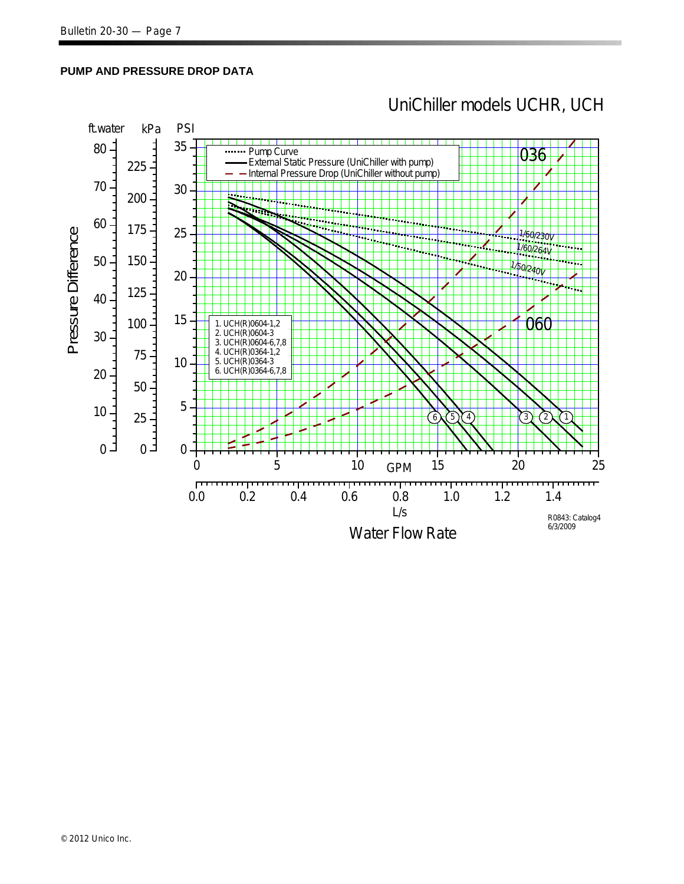## PUMP AND PRESSURE DROP DATA

UniChiller models UCHR, UCH

ft.water kPa PSI

Pressure Difference

Pump Curve
External Static Pressure (UniChiller with pump)
Internal Pressure Drop (UniChiller without pump)

036

060

1/60/230V
1/60/264V
1/50/240V

1. UCH(R)0604-1,2
2. UCH(R)0604-3
3. UCH(R)0604-6,7,8
4. UCH(R)0364-1,2
5. UCH(R)0364-3
6. UCH(R)0364-6,7,8

ft.water: 0 10 20 30 40 50 60 70 80

kPa: 0 25 50 75 100 125 150 175 200 225

PSI: 0 5 10 15 20 25 30 35

GPM: 0 5 10 15 20 25

L/s: 0.0 0.2 0.4 0.6 0.8 1.0 1.2 1.4

Water Flow Rate

R0843: Catalog4
6/3/2009

© 2012 Unico Inc.